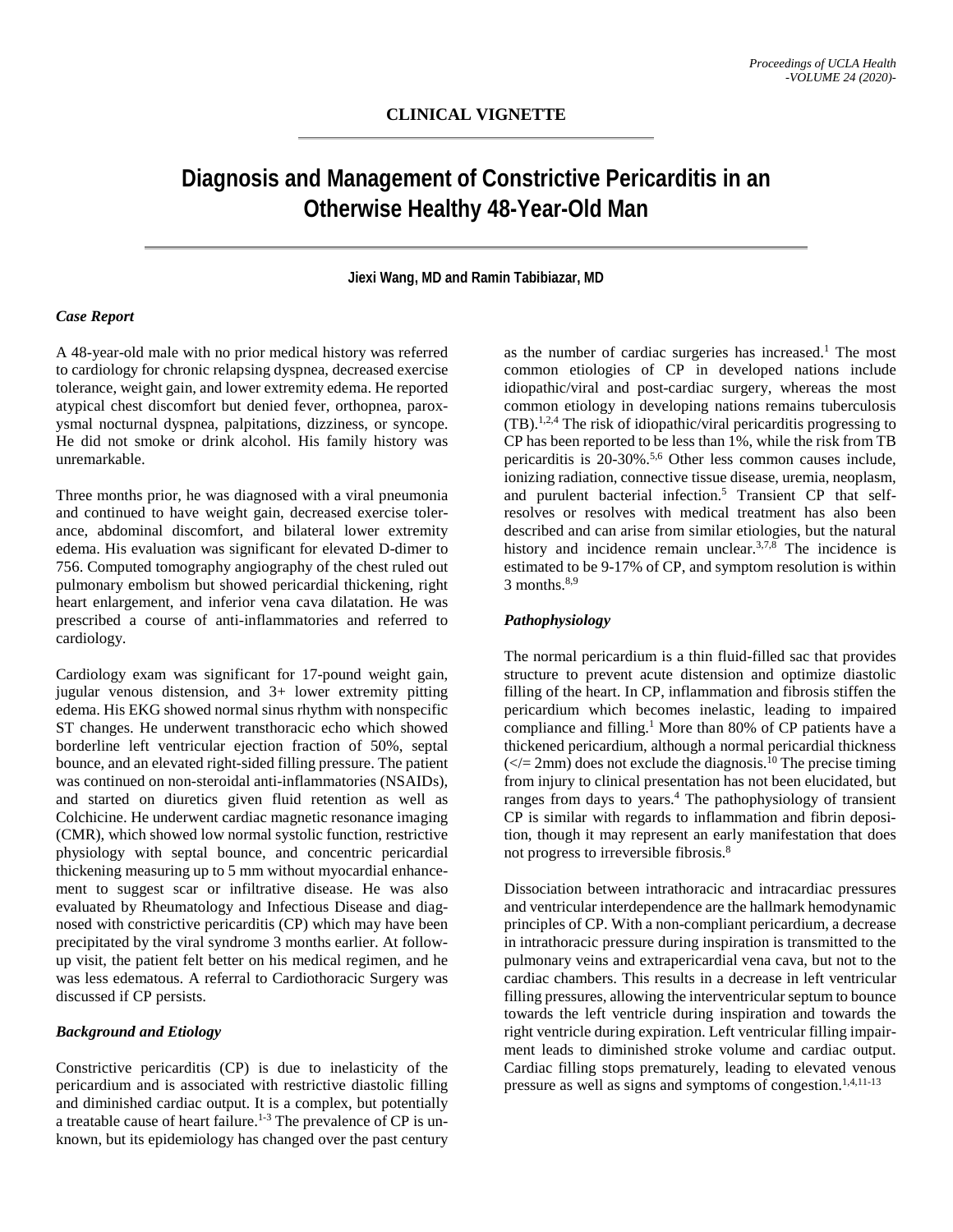## CLINICAL VIGNETTE

# Diagnosis and Management of Constrictive Pericarditis in an Otherwise Healthy 48-Year-Old Man

**Jiexi Wang, MD and Ramin Tabibiazar, MD**

### *Case Report*

A 48-year-old male with no prior medical history was referred to cardiology for chronic relapsing dyspnea, decreased exercise tolerance, weight gain, and lower extremity edema. He reported atypical chest discomfort but denied fever, orthopnea, paroxysmal nocturnal dyspnea, palpitations, dizziness, or syncope. He did not smoke or drink alcohol. His family history was unremarkable.

Three months prior, he was diagnosed with a viral pneumonia and continued to have weight gain, decreased exercise tolerance, abdominal discomfort, and bilateral lower extremity edema. His evaluation was significant for elevated D-dimer to 756. Computed tomography angiography of the chest ruled out pulmonary embolism but showed pericardial thickening, right heart enlargement, and inferior vena cava dilatation. He was prescribed a course of anti-inflammatories and referred to cardiology.

Cardiology exam was significant for 17-pound weight gain, jugular venous distension, and 3+ lower extremity pitting edema. His EKG showed normal sinus rhythm with nonspecific ST changes. He underwent transthoracic echo which showed borderline left ventricular ejection fraction of 50%, septal bounce, and an elevated right-sided filling pressure. The patient was continued on non-steroidal anti-inflammatories (NSAIDs), and started on diuretics given fluid retention as well as Colchicine. He underwent cardiac magnetic resonance imaging (CMR), which showed low normal systolic function, restrictive physiology with septal bounce, and concentric pericardial thickening measuring up to 5 mm without myocardial enhancement to suggest scar or infiltrative disease. He was also evaluated by Rheumatology and Infectious Disease and diagnosed with constrictive pericarditis (CP) which may have been precipitated by the viral syndrome 3 months earlier. At follow-up visit, the patient felt better on his medical regimen, and he was less edematous. A referral to Cardiothoracic Surgery was discussed if CP persists.

### *Background and Etiology*

Constrictive pericarditis (CP) is due to inelasticity of the pericardium and is associated with restrictive diastolic filling and diminished cardiac output. It is a complex, but potentially a treatable cause of heart failure.[1-3] The prevalence of CP is unknown, but its epidemiology has changed over the past century as the number of cardiac surgeries has increased.[1] The most common etiologies of CP in developed nations include idiopathic/viral and post-cardiac surgery, whereas the most common etiology in developing nations remains tuberculosis (TB).[1,2,4] The risk of idiopathic/viral pericarditis progressing to CP has been reported to be less than 1%, while the risk from TB pericarditis is 20-30%.[5,6] Other less common causes include, ionizing radiation, connective tissue disease, uremia, neoplasm, and purulent bacterial infection.[5] Transient CP that self-resolves or resolves with medical treatment has also been described and can arise from similar etiologies, but the natural history and incidence remain unclear.[3,7,8] The incidence is estimated to be 9-17% of CP, and symptom resolution is within 3 months.[8,9]

### *Pathophysiology*

The normal pericardium is a thin fluid-filled sac that provides structure to prevent acute distension and optimize diastolic filling of the heart. In CP, inflammation and fibrosis stiffen the pericardium which becomes inelastic, leading to impaired compliance and filling.[1] More than 80% of CP patients have a thickened pericardium, although a normal pericardial thickness ($\leq$ 2mm) does not exclude the diagnosis.[10] The precise timing from injury to clinical presentation has not been elucidated, but ranges from days to years.[4] The pathophysiology of transient CP is similar with regards to inflammation and fibrin deposition, though it may represent an early manifestation that does not progress to irreversible fibrosis.[8]

Dissociation between intrathoracic and intracardiac pressures and ventricular interdependence are the hallmark hemodynamic principles of CP. With a non-compliant pericardium, a decrease in intrathoracic pressure during inspiration is transmitted to the pulmonary veins and extrapericardial vena cava, but not to the cardiac chambers. This results in a decrease in left ventricular filling pressures, allowing the interventricular septum to bounce towards the left ventricle during inspiration and towards the right ventricle during expiration. Left ventricular filling impairment leads to diminished stroke volume and cardiac output. Cardiac filling stops prematurely, leading to elevated venous pressure as well as signs and symptoms of congestion.[1,4,11-13]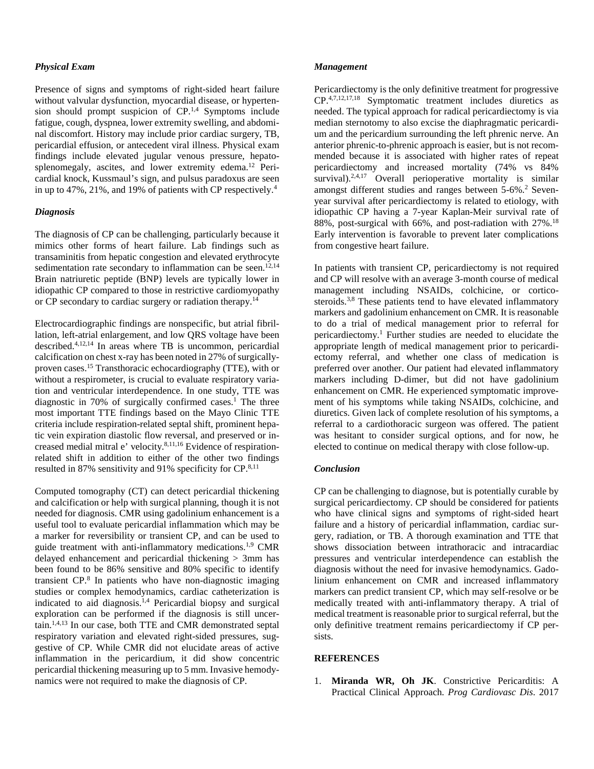### *Physical Exam*

Presence of signs and symptoms of right-sided heart failure without valvular dysfunction, myocardial disease, or hypertension should prompt suspicion of CP.[1,4] Symptoms include fatigue, cough, dyspnea, lower extremity swelling, and abdominal discomfort. History may include prior cardiac surgery, TB, pericardial effusion, or antecedent viral illness. Physical exam findings include elevated jugular venous pressure, hepatosplenomegaly, ascites, and lower extremity edema.[12] Pericardial knock, Kussmaul's sign, and pulsus paradoxus are seen in up to 47%, 21%, and 19% of patients with CP respectively.[4]

### *Diagnosis*

The diagnosis of CP can be challenging, particularly because it mimics other forms of heart failure. Lab findings such as transaminitis from hepatic congestion and elevated erythrocyte sedimentation rate secondary to inflammation can be seen.[12,14] Brain natriuretic peptide (BNP) levels are typically lower in idiopathic CP compared to those in restrictive cardiomyopathy or CP secondary to cardiac surgery or radiation therapy.[14]

Electrocardiographic findings are nonspecific, but atrial fibrillation, left-atrial enlargement, and low QRS voltage have been described.[4,12,14] In areas where TB is uncommon, pericardial calcification on chest x-ray has been noted in 27% of surgically-proven cases.[15] Transthoracic echocardiography (TTE), with or without a respirometer, is crucial to evaluate respiratory variation and ventricular interdependence. In one study, TTE was diagnostic in 70% of surgically confirmed cases.[1] The three most important TTE findings based on the Mayo Clinic TTE criteria include respiration-related septal shift, prominent hepatic vein expiration diastolic flow reversal, and preserved or increased medial mitral e' velocity.[8,11,16] Evidence of respiration-related shift in addition to either of the other two findings resulted in 87% sensitivity and 91% specificity for CP.[8,11]

Computed tomography (CT) can detect pericardial thickening and calcification or help with surgical planning, though it is not needed for diagnosis. CMR using gadolinium enhancement is a useful tool to evaluate pericardial inflammation which may be a marker for reversibility or transient CP, and can be used to guide treatment with anti-inflammatory medications.[1,9] CMR delayed enhancement and pericardial thickening > 3mm has been found to be 86% sensitive and 80% specific to identify transient CP.[8] In patients who have non-diagnostic imaging studies or complex hemodynamics, cardiac catheterization is indicated to aid diagnosis.[1,4] Pericardial biopsy and surgical exploration can be performed if the diagnosis is still uncertain.[1,4,13] In our case, both TTE and CMR demonstrated septal respiratory variation and elevated right-sided pressures, suggestive of CP. While CMR did not elucidate areas of active inflammation in the pericardium, it did show concentric pericardial thickening measuring up to 5 mm. Invasive hemodynamics were not required to make the diagnosis of CP.

### *Management*

Pericardiectomy is the only definitive treatment for progressive CP.[4,7,12,17,18] Symptomatic treatment includes diuretics as needed. The typical approach for radical pericardiectomy is via median sternotomy to also excise the diaphragmatic pericardium and the pericardium surrounding the left phrenic nerve. An anterior phrenic-to-phrenic approach is easier, but is not recommended because it is associated with higher rates of repeat pericardiectomy and increased mortality (74% vs 84% survival).[2,4,17] Overall perioperative mortality is similar amongst different studies and ranges between 5-6%.[2] Seven-year survival after pericardiectomy is related to etiology, with idiopathic CP having a 7-year Kaplan-Meir survival rate of 88%, post-surgical with 66%, and post-radiation with 27%.[18] Early intervention is favorable to prevent later complications from congestive heart failure.

In patients with transient CP, pericardiectomy is not required and CP will resolve with an average 3-month course of medical management including NSAIDs, colchicine, or corticosteroids.[3,8] These patients tend to have elevated inflammatory markers and gadolinium enhancement on CMR. It is reasonable to do a trial of medical management prior to referral for pericardiectomy.[1] Further studies are needed to elucidate the appropriate length of medical management prior to pericardiectomy referral, and whether one class of medication is preferred over another. Our patient had elevated inflammatory markers including D-dimer, but did not have gadolinium enhancement on CMR. He experienced symptomatic improvement of his symptoms while taking NSAIDs, colchicine, and diuretics. Given lack of complete resolution of his symptoms, a referral to a cardiothoracic surgeon was offered. The patient was hesitant to consider surgical options, and for now, he elected to continue on medical therapy with close follow-up.

### *Conclusion*

CP can be challenging to diagnose, but is potentially curable by surgical pericardiectomy. CP should be considered for patients who have clinical signs and symptoms of right-sided heart failure and a history of pericardial inflammation, cardiac surgery, radiation, or TB. A thorough examination and TTE that shows dissociation between intrathoracic and intracardiac pressures and ventricular interdependence can establish the diagnosis without the need for invasive hemodynamics. Gadolinium enhancement on CMR and increased inflammatory markers can predict transient CP, which may self-resolve or be medically treated with anti-inflammatory therapy. A trial of medical treatment is reasonable prior to surgical referral, but the only definitive treatment remains pericardiectomy if CP persists.

## REFERENCES

1. **Miranda WR, Oh JK**. Constrictive Pericarditis: A Practical Clinical Approach. *Prog Cardiovasc Dis*. 2017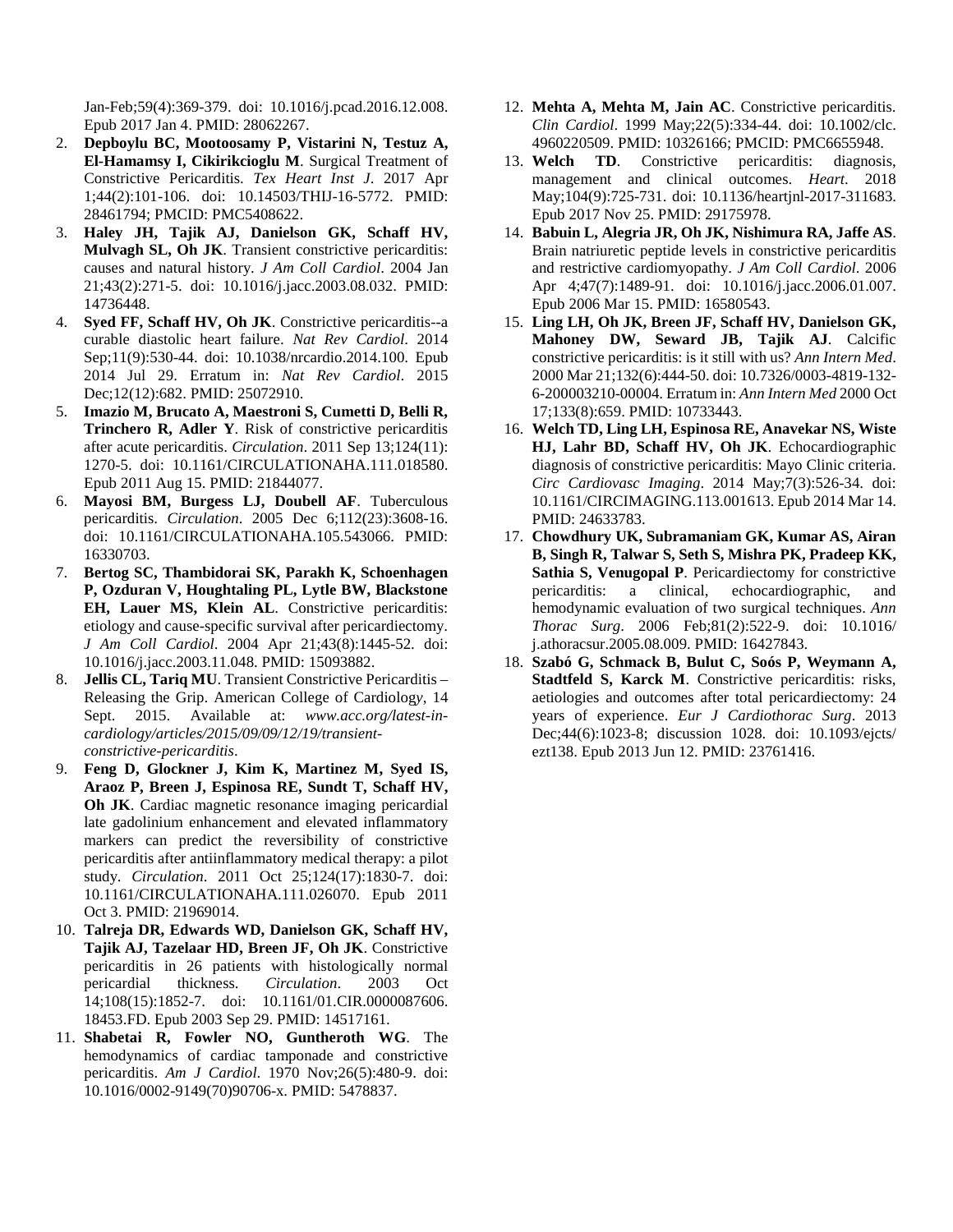Jan-Feb;59(4):369-379. doi: 10.1016/j.pcad.2016.12.008. Epub 2017 Jan 4. PMID: 28062267.

2. **Depboylu BC, Mootoosamy P, Vistarini N, Testuz A, El-Hamamsy I, Cikirikcioglu M**. Surgical Treatment of Constrictive Pericarditis. *Tex Heart Inst J*. 2017 Apr 1;44(2):101-106. doi: 10.14503/THIJ-16-5772. PMID: 28461794; PMCID: PMC5408622.
3. **Haley JH, Tajik AJ, Danielson GK, Schaff HV, Mulvagh SL, Oh JK**. Transient constrictive pericarditis: causes and natural history. *J Am Coll Cardiol*. 2004 Jan 21;43(2):271-5. doi: 10.1016/j.jacc.2003.08.032. PMID: 14736448.
4. **Syed FF, Schaff HV, Oh JK**. Constrictive pericarditis--a curable diastolic heart failure. *Nat Rev Cardiol*. 2014 Sep;11(9):530-44. doi: 10.1038/nrcardio.2014.100. Epub 2014 Jul 29. Erratum in: *Nat Rev Cardiol*. 2015 Dec;12(12):682. PMID: 25072910.
5. **Imazio M, Brucato A, Maestroni S, Cumetti D, Belli R, Trinchero R, Adler Y**. Risk of constrictive pericarditis after acute pericarditis. *Circulation*. 2011 Sep 13;124(11): 1270-5. doi: 10.1161/CIRCULATIONAHA.111.018580. Epub 2011 Aug 15. PMID: 21844077.
6. **Mayosi BM, Burgess LJ, Doubell AF**. Tuberculous pericarditis. *Circulation*. 2005 Dec 6;112(23):3608-16. doi: 10.1161/CIRCULATIONAHA.105.543066. PMID: 16330703.
7. **Bertog SC, Thambidorai SK, Parakh K, Schoenhagen P, Ozduran V, Houghtaling PL, Lytle BW, Blackstone EH, Lauer MS, Klein AL**. Constrictive pericarditis: etiology and cause-specific survival after pericardiectomy. *J Am Coll Cardiol*. 2004 Apr 21;43(8):1445-52. doi: 10.1016/j.jacc.2003.11.048. PMID: 15093882.
8. **Jellis CL, Tariq MU**. Transient Constrictive Pericarditis – Releasing the Grip. American College of Cardiology, 14 Sept. 2015. Available at: *www.acc.org/latest-in-cardiology/articles/2015/09/09/12/19/transient-constrictive-pericarditis*.
9. **Feng D, Glockner J, Kim K, Martinez M, Syed IS, Araoz P, Breen J, Espinosa RE, Sundt T, Schaff HV, Oh JK**. Cardiac magnetic resonance imaging pericardial late gadolinium enhancement and elevated inflammatory markers can predict the reversibility of constrictive pericarditis after antiinflammatory medical therapy: a pilot study. *Circulation*. 2011 Oct 25;124(17):1830-7. doi: 10.1161/CIRCULATIONAHA.111.026070. Epub 2011 Oct 3. PMID: 21969014.
10. **Talreja DR, Edwards WD, Danielson GK, Schaff HV, Tajik AJ, Tazelaar HD, Breen JF, Oh JK**. Constrictive pericarditis in 26 patients with histologically normal pericardial thickness. *Circulation*. 2003 Oct 14;108(15):1852-7. doi: 10.1161/01.CIR.0000087606.18453.FD. Epub 2003 Sep 29. PMID: 14517161.
11. **Shabetai R, Fowler NO, Guntheroth WG**. The hemodynamics of cardiac tamponade and constrictive pericarditis. *Am J Cardiol*. 1970 Nov;26(5):480-9. doi: 10.1016/0002-9149(70)90706-x. PMID: 5478837.
12. **Mehta A, Mehta M, Jain AC**. Constrictive pericarditis. *Clin Cardiol*. 1999 May;22(5):334-44. doi: 10.1002/clc.4960220509. PMID: 10326166; PMCID: PMC6655948.
13. **Welch TD**. Constrictive pericarditis: diagnosis, management and clinical outcomes. *Heart*. 2018 May;104(9):725-731. doi: 10.1136/heartjnl-2017-311683. Epub 2017 Nov 25. PMID: 29175978.
14. **Babuin L, Alegria JR, Oh JK, Nishimura RA, Jaffe AS**. Brain natriuretic peptide levels in constrictive pericarditis and restrictive cardiomyopathy. *J Am Coll Cardiol*. 2006 Apr 4;47(7):1489-91. doi: 10.1016/j.jacc.2006.01.007. Epub 2006 Mar 15. PMID: 16580543.
15. **Ling LH, Oh JK, Breen JF, Schaff HV, Danielson GK, Mahoney DW, Seward JB, Tajik AJ**. Calcific constrictive pericarditis: is it still with us? *Ann Intern Med*. 2000 Mar 21;132(6):444-50. doi: 10.7326/0003-4819-132-6-200003210-00004. Erratum in: *Ann Intern Med* 2000 Oct 17;133(8):659. PMID: 10733443.
16. **Welch TD, Ling LH, Espinosa RE, Anavekar NS, Wiste HJ, Lahr BD, Schaff HV, Oh JK**. Echocardiographic diagnosis of constrictive pericarditis: Mayo Clinic criteria. *Circ Cardiovasc Imaging*. 2014 May;7(3):526-34. doi: 10.1161/CIRCIMAGING.113.001613. Epub 2014 Mar 14. PMID: 24633783.
17. **Chowdhury UK, Subramaniam GK, Kumar AS, Airan B, Singh R, Talwar S, Seth S, Mishra PK, Pradeep KK, Sathia S, Venugopal P**. Pericardiectomy for constrictive pericarditis: a clinical, echocardiographic, and hemodynamic evaluation of two surgical techniques. *Ann Thorac Surg*. 2006 Feb;81(2):522-9. doi: 10.1016/j.athoracsur.2005.08.009. PMID: 16427843.
18. **Szabó G, Schmack B, Bulut C, Soós P, Weymann A, Stadtfeld S, Karck M**. Constrictive pericarditis: risks, aetiologies and outcomes after total pericardiectomy: 24 years of experience. *Eur J Cardiothorac Surg*. 2013 Dec;44(6):1023-8; discussion 1028. doi: 10.1093/ejcts/ezt138. Epub 2013 Jun 12. PMID: 23761416.